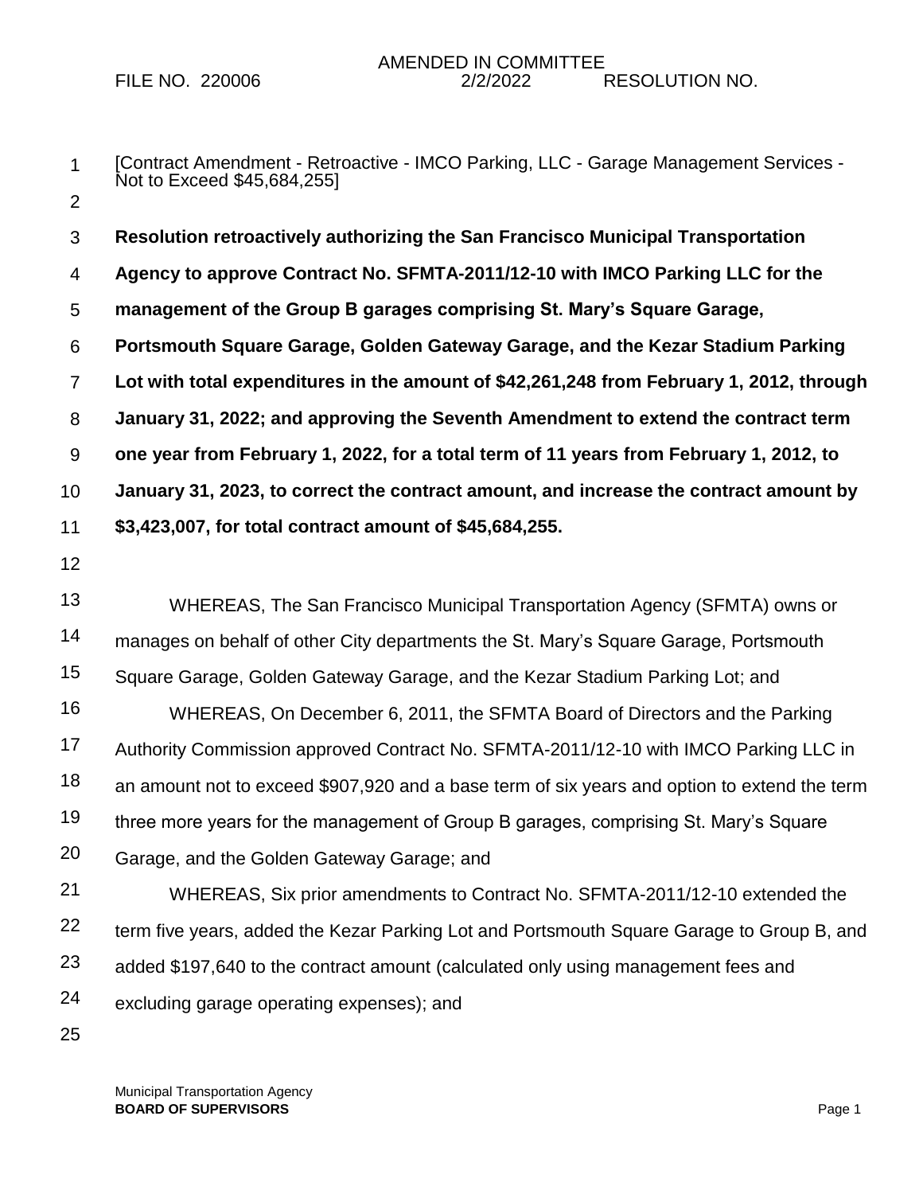FILE NO. 220006 AMENDED IN COMMITTEE 2/2/2022 RESOLUTION NO.

[Contract Amendment - Retroactive - IMCO Parking, LLC - Garage Management Services - Not to Exceed $45,684,255]

**Resolution retroactively authorizing the San Francisco Municipal Transportation Agency to approve Contract No. SFMTA-2011/12-10 with IMCO Parking LLC for the management of the Group B garages comprising St. Mary's Square Garage, Portsmouth Square Garage, Golden Gateway Garage, and the Kezar Stadium Parking Lot with total expenditures in the amount of $42,261,248 from February 1, 2012, through January 31, 2022; and approving the Seventh Amendment to extend the contract term one year from February 1, 2022, for a total term of 11 years from February 1, 2012, to January 31, 2023, to correct the contract amount, and increase the contract amount by $3,423,007, for total contract amount of $45,684,255.**

WHEREAS, The San Francisco Municipal Transportation Agency (SFMTA) owns or manages on behalf of other City departments the St. Mary's Square Garage, Portsmouth Square Garage, Golden Gateway Garage, and the Kezar Stadium Parking Lot; and

WHEREAS, On December 6, 2011, the SFMTA Board of Directors and the Parking Authority Commission approved Contract No. SFMTA-2011/12-10 with IMCO Parking LLC in an amount not to exceed $907,920 and a base term of six years and option to extend the term three more years for the management of Group B garages, comprising St. Mary's Square Garage, and the Golden Gateway Garage; and

WHEREAS, Six prior amendments to Contract No. SFMTA-2011/12-10 extended the term five years, added the Kezar Parking Lot and Portsmouth Square Garage to Group B, and added $197,640 to the contract amount (calculated only using management fees and excluding garage operating expenses); and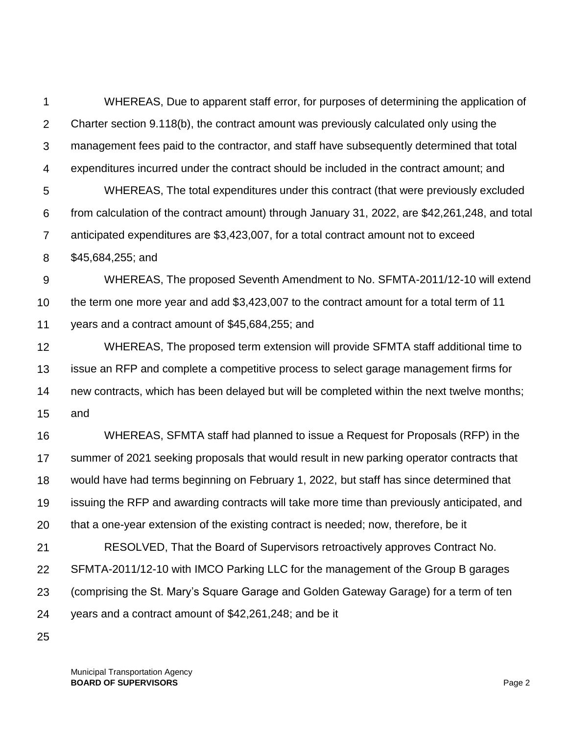WHEREAS, Due to apparent staff error, for purposes of determining the application of Charter section 9.118(b), the contract amount was previously calculated only using the management fees paid to the contractor, and staff have subsequently determined that total expenditures incurred under the contract should be included in the contract amount; and

WHEREAS, The total expenditures under this contract (that were previously excluded from calculation of the contract amount) through January 31, 2022, are $42,261,248, and total anticipated expenditures are $3,423,007, for a total contract amount not to exceed $45,684,255; and

WHEREAS, The proposed Seventh Amendment to No. SFMTA-2011/12-10 will extend the term one more year and add $3,423,007 to the contract amount for a total term of 11 years and a contract amount of $45,684,255; and

WHEREAS, The proposed term extension will provide SFMTA staff additional time to issue an RFP and complete a competitive process to select garage management firms for new contracts, which has been delayed but will be completed within the next twelve months; and

WHEREAS, SFMTA staff had planned to issue a Request for Proposals (RFP) in the summer of 2021 seeking proposals that would result in new parking operator contracts that would have had terms beginning on February 1, 2022, but staff has since determined that issuing the RFP and awarding contracts will take more time than previously anticipated, and that a one-year extension of the existing contract is needed; now, therefore, be it

RESOLVED, That the Board of Supervisors retroactively approves Contract No. SFMTA-2011/12-10 with IMCO Parking LLC for the management of the Group B garages (comprising the St. Mary's Square Garage and Golden Gateway Garage) for a term of ten years and a contract amount of $42,261,248; and be it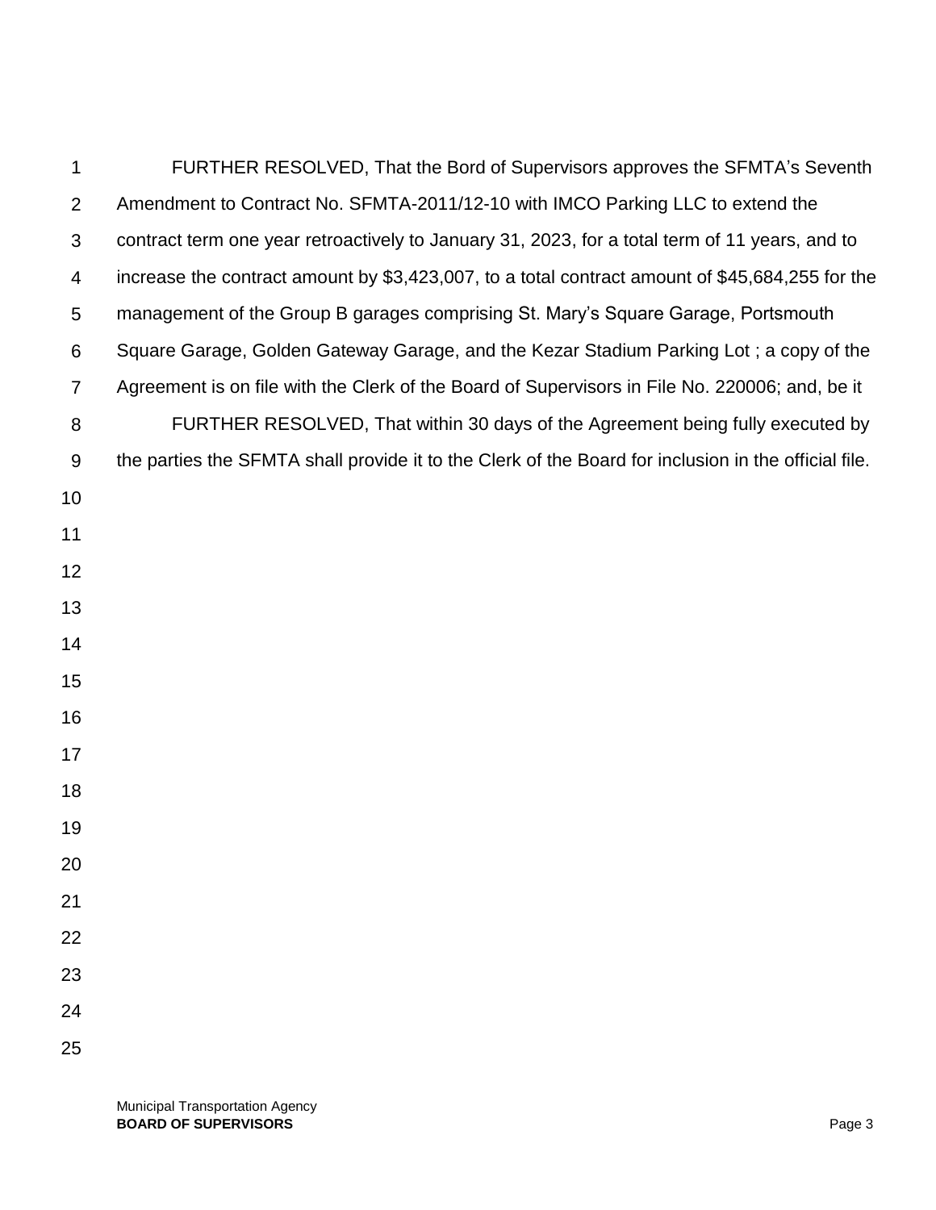FURTHER RESOLVED, That the Bord of Supervisors approves the SFMTA's Seventh Amendment to Contract No. SFMTA-2011/12-10 with IMCO Parking LLC to extend the contract term one year retroactively to January 31, 2023, for a total term of 11 years, and to increase the contract amount by $3,423,007, to a total contract amount of $45,684,255 for the management of the Group B garages comprising St. Mary's Square Garage, Portsmouth Square Garage, Golden Gateway Garage, and the Kezar Stadium Parking Lot ; a copy of the Agreement is on file with the Clerk of the Board of Supervisors in File No. 220006; and, be it

FURTHER RESOLVED, That within 30 days of the Agreement being fully executed by the parties the SFMTA shall provide it to the Clerk of the Board for inclusion in the official file.